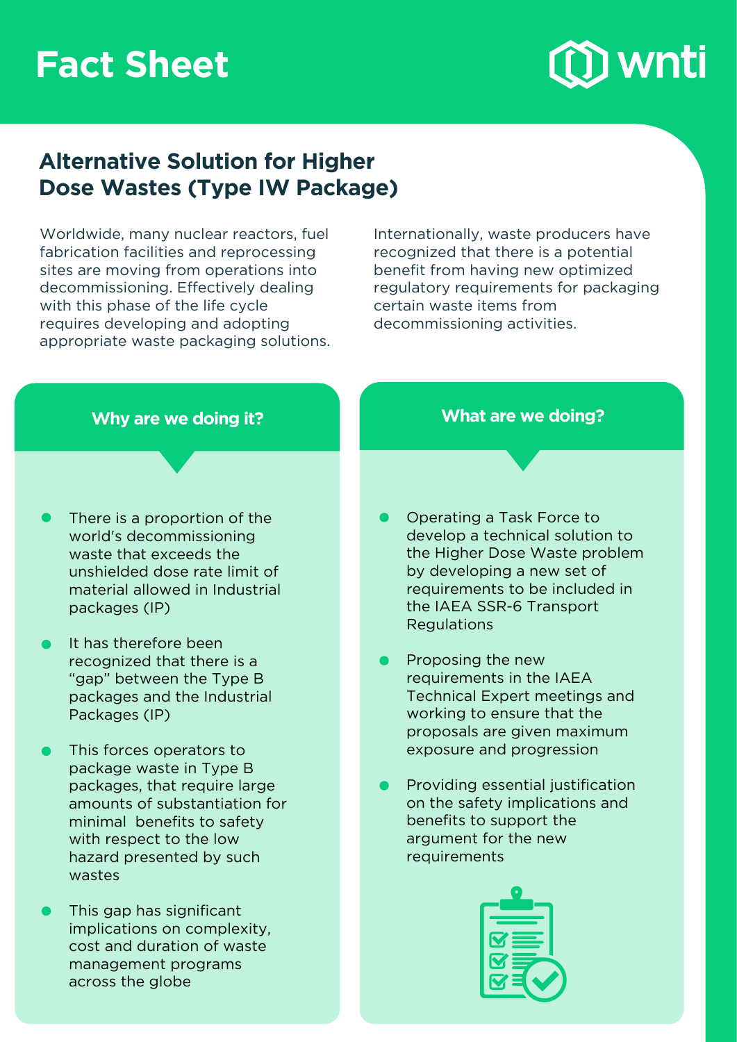# Fact Sheet

## Alternative Solution for Higher Dose Wastes (Type IW Package)

Worldwide, many nuclear reactors, fuel fabrication facilities and reprocessing sites are moving from operations into decommissioning. Effectively dealing with this phase of the life cycle requires developing and adopting appropriate waste packaging solutions.

Internationally, waste producers have recognized that there is a potential benefit from having new optimized regulatory requirements for packaging certain waste items from decommissioning activities.

### Why are we doing it?

- There is a proportion of the world's decommissioning waste that exceeds the unshielded dose rate limit of material allowed in Industrial packages (IP)
- It has therefore been recognized that there is a "gap" between the Type B packages and the Industrial Packages (IP)
- This forces operators to package waste in Type B packages, that require large amounts of substantiation for minimal benefits to safety with respect to the low hazard presented by such wastes
- This gap has significant implications on complexity, cost and duration of waste management programs across the globe

### What are we doing?

- Operating a Task Force to develop a technical solution to the Higher Dose Waste problem by developing a new set of requirements to be included in the IAEA SSR-6 Transport Regulations
- Proposing the new requirements in the IAEA Technical Expert meetings and working to ensure that the proposals are given maximum exposure and progression
- Providing essential justification on the safety implications and benefits to support the argument for the new requirements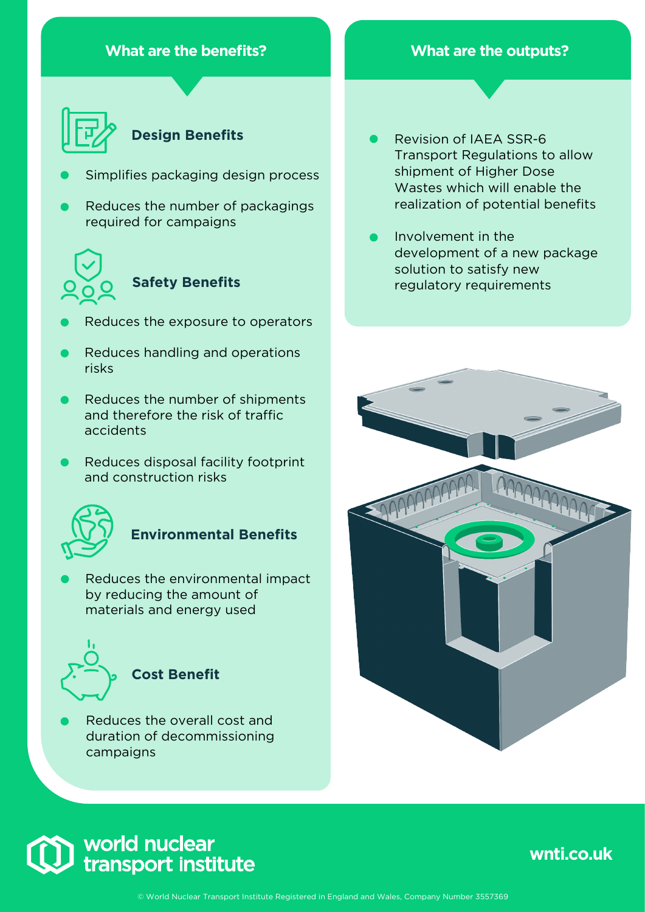## What are the benefits?

### Design Benefits

- Simplifies packaging design process
- Reduces the number of packagings required for campaigns

### Safety Benefits

- Reduces the exposure to operators
- Reduces handling and operations risks
- Reduces the number of shipments and therefore the risk of traffic accidents
- Reduces disposal facility footprint and construction risks

### Environmental Benefits

- Reduces the environmental impact by reducing the amount of materials and energy used

### Cost Benefit

- Reduces the overall cost and duration of decommissioning campaigns

## What are the outputs?

- Revision of IAEA SSR-6 Transport Regulations to allow shipment of Higher Dose Wastes which will enable the realization of potential benefits
- Involvement in the development of a new package solution to satisfy new regulatory requirements

world nuclear transport institute

wnti.co.uk

© World Nuclear Transport Institute Registered in England and Wales, Company Number 3557369